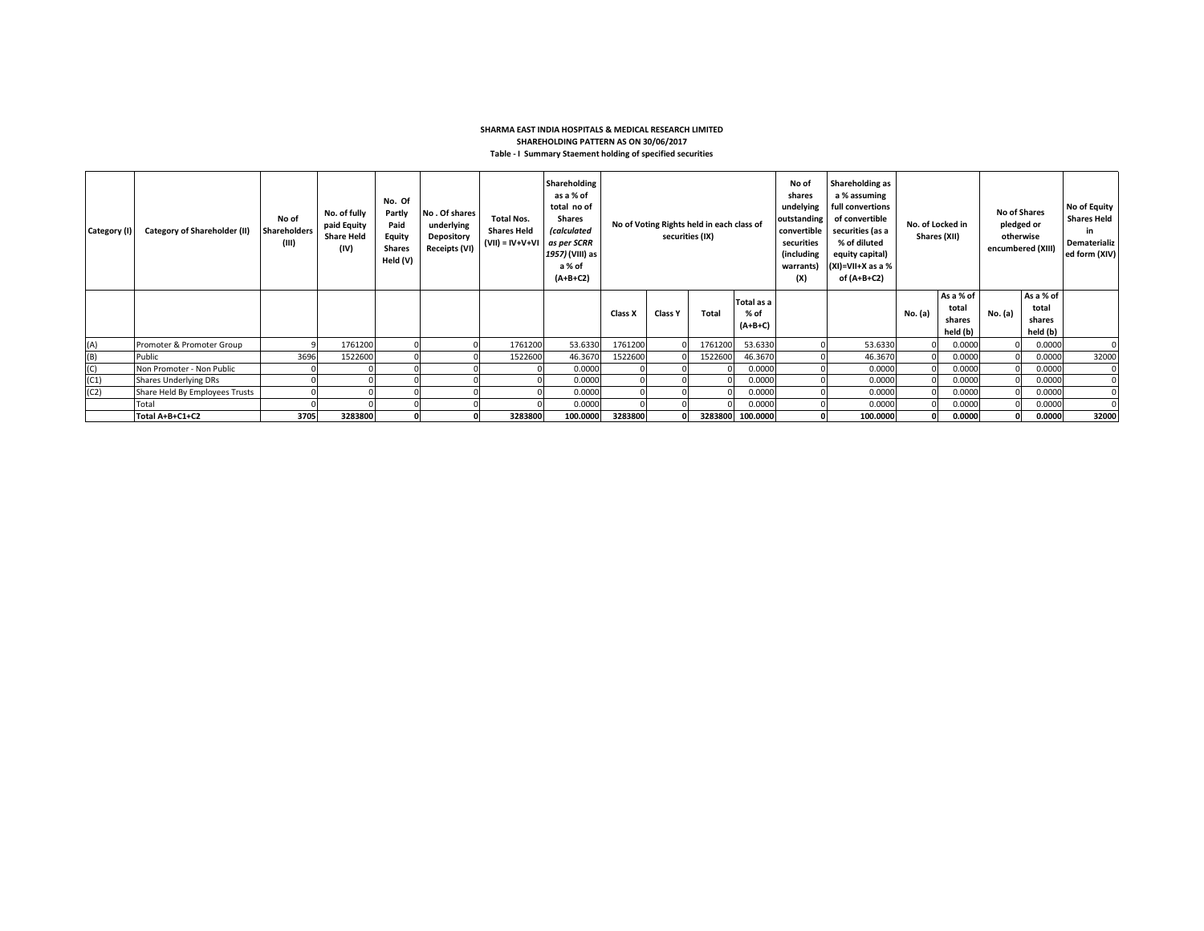**SHARMA EAST INDIA HOSPITALS & MEDICAL RESEARCH LIMITED**

**SHAREHOLDING PATTERN AS ON 30/06/2017**

**Table - I Summary Staement holding of specified securities**

| Category (I) | Category of Shareholder (II) | No of Shareholders (III) | No. of fully paid Equity Share Held (IV) | No. Of Partly Paid Equity Shares Held (V) | No . Of shares underlying Depository Receipts (VI) | Total Nos. Shares Held (VII) = IV+V+VI | Shareholding as a % of total no of Shares *(calculated as per SCRR 1957)* (VIII) as a % of (A+B+C2) | No of Voting Rights held in each class of securities (IX) | | | | No of shares undelying outstanding convertible securities (including warrants) (X) | Shareholding as a % assuming full convertions of convertible securities (as a % of diluted equity capital) (XI)=VII+X as a % of (A+B+C2) | No. of Locked in Shares (XII) | | No of Shares pledged or otherwise encumbered (XIII) | | No of Equity Shares Held in Dematerialized form (XIV) |
|---|---|---|---|---|---|---|---|---|---|---|---|---|---|---|---|---|---|---|
| | | | | | | | | Class X | Class Y | Total | Total as a % of (A+B+C) | | | No. (a) | As a % of total shares held (b) | No. (a) | As a % of total shares held (b) | |
| (A) | Promoter & Promoter Group | 9 | 1761200 | 0 | 0 | 1761200 | 53.6330 | 1761200 | 0 | 1761200 | 53.6330 | 0 | 53.6330 | 0 | 0.0000 | 0 | 0.0000 | 0 |
| (B) | Public | 3696 | 1522600 | 0 | 0 | 1522600 | 46.3670 | 1522600 | 0 | 1522600 | 46.3670 | 0 | 46.3670 | 0 | 0.0000 | 0 | 0.0000 | 32000 |
| (C) | Non Promoter - Non Public | 0 | 0 | 0 | 0 | 0 | 0.0000 | 0 | 0 | 0 | 0.0000 | 0 | 0.0000 | 0 | 0.0000 | 0 | 0.0000 | 0 |
| (C1) | Shares Underlying DRs | 0 | 0 | 0 | 0 | 0 | 0.0000 | 0 | 0 | 0 | 0.0000 | 0 | 0.0000 | 0 | 0.0000 | 0 | 0.0000 | 0 |
| (C2) | Share Held By Employees Trusts | 0 | 0 | 0 | 0 | 0 | 0.0000 | 0 | 0 | 0 | 0.0000 | 0 | 0.0000 | 0 | 0.0000 | 0 | 0.0000 | 0 |
| | Total | 0 | 0 | 0 | 0 | 0 | 0.0000 | 0 | 0 | 0 | 0.0000 | 0 | 0.0000 | 0 | 0.0000 | 0 | 0.0000 | 0 |
| | **Total A+B+C1+C2** | **3705** | **3283800** | **0** | **0** | **3283800** | **100.0000** | **3283800** | **0** | **3283800** | **100.0000** | **0** | **100.0000** | **0** | **0.0000** | **0** | **0.0000** | **32000** |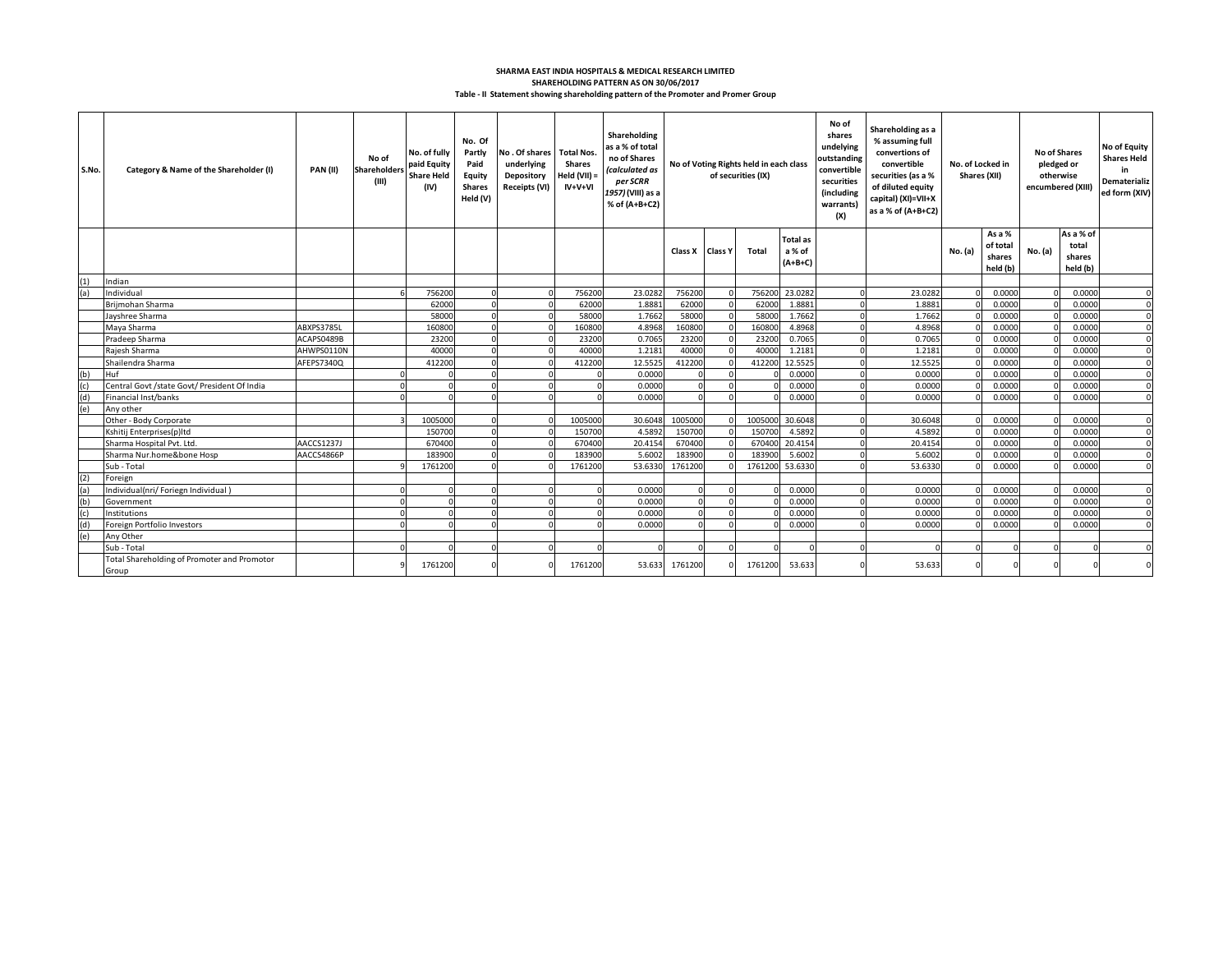**SHARMA EAST INDIA HOSPITALS & MEDICAL RESEARCH LIMITED**

**SHAREHOLDING PATTERN AS ON 30/06/2017**

**Table - II Statement showing shareholding pattern of the Promoter and Promer Group**

| S.No. | Category & Name of the Shareholder (I) | PAN (II) | No of Shareholders (III) | No. of fully paid Equity Share Held (IV) | No. Of Partly Paid Equity Shares Held (V) | No . Of shares underlying Depository Receipts (VI) | Total Nos. Shares Held (VII) = IV+V+VI | Shareholding as a % of total no of Shares (calculated as per SCRR 1957) (VIII) as a % of (A+B+C2) | No of Voting Rights held in each class of securities (IX) | | | | No of shares undelying outstanding convertible securities (including warrants) (X) | Shareholding as a % assuming full convertions of convertible securities (as a % of diluted equity capital) (XI)=VII+X as a % of (A+B+C2) | No. of Locked in Shares (XII) | | No of Shares pledged or otherwise encumbered (XIII) | | No of Equity Shares Held in Dematerialized form (XIV) |
|---|---|---|---|---|---|---|---|---|---|---|---|---|---|---|---|---|---|---|---|
| | | | | | | | | | Class X | Class Y | Total | Total as a % of (A+B+C) | | | No. (a) | As a % of total shares held (b) | No. (a) | As a % of total shares held (b) | |
| (1) | Indian | | | | | | | | | | | | | | | | | | |
| (a) | Individual | | 6 | 756200 | 0 | 0 | 756200 | 23.0282 | 756200 | 0 | 756200 | 23.0282 | 0 | 23.0282 | 0 | 0.0000 | 0 | 0.0000 | 0 |
| | Brijmohan Sharma | | | 62000 | 0 | 0 | 62000 | 1.8881 | 62000 | 0 | 62000 | 1.8881 | 0 | 1.8881 | 0 | 0.0000 | 0 | 0.0000 | 0 |
| | Jayshree Sharma | | | 58000 | 0 | 0 | 58000 | 1.7662 | 58000 | 0 | 58000 | 1.7662 | 0 | 1.7662 | 0 | 0.0000 | 0 | 0.0000 | 0 |
| | Maya Sharma | ABXPS3785L | | 160800 | 0 | 0 | 160800 | 4.8968 | 160800 | 0 | 160800 | 4.8968 | 0 | 4.8968 | 0 | 0.0000 | 0 | 0.0000 | 0 |
| | Pradeep Sharma | ACAPS0489B | | 23200 | 0 | 0 | 23200 | 0.7065 | 23200 | 0 | 23200 | 0.7065 | 0 | 0.7065 | 0 | 0.0000 | 0 | 0.0000 | 0 |
| | Rajesh Sharma | AHWPS0110N | | 40000 | 0 | 0 | 40000 | 1.2181 | 40000 | 0 | 40000 | 1.2181 | 0 | 1.2181 | 0 | 0.0000 | 0 | 0.0000 | 0 |
| | Shailendra Sharma | AFEPS7340Q | | 412200 | 0 | 0 | 412200 | 12.5525 | 412200 | 0 | 412200 | 12.5525 | 0 | 12.5525 | 0 | 0.0000 | 0 | 0.0000 | 0 |
| (b) | Huf | | 0 | 0 | 0 | 0 | 0 | 0.0000 | 0 | 0 | 0 | 0.0000 | 0 | 0.0000 | 0 | 0.0000 | 0 | 0.0000 | 0 |
| (c) | Central Govt /state Govt/ President Of India | | 0 | 0 | 0 | 0 | 0 | 0.0000 | 0 | 0 | 0 | 0.0000 | 0 | 0.0000 | 0 | 0.0000 | 0 | 0.0000 | 0 |
| (d) | Financial Inst/banks | | 0 | 0 | 0 | 0 | 0 | 0.0000 | 0 | 0 | 0 | 0.0000 | 0 | 0.0000 | 0 | 0.0000 | 0 | 0.0000 | 0 |
| (e) | Any other | | | | | | | | | | | | | | | | | | |
| | Other - Body Corporate | | 3 | 1005000 | 0 | 0 | 1005000 | 30.6048 | 1005000 | 0 | 1005000 | 30.6048 | 0 | 30.6048 | 0 | 0.0000 | 0 | 0.0000 | 0 |
| | Kshitij Enterprises(p)ltd | | | 150700 | 0 | 0 | 150700 | 4.5892 | 150700 | 0 | 150700 | 4.5892 | 0 | 4.5892 | 0 | 0.0000 | 0 | 0.0000 | 0 |
| | Sharma Hospital Pvt. Ltd. | AACCS1237J | | 670400 | 0 | 0 | 670400 | 20.4154 | 670400 | 0 | 670400 | 20.4154 | 0 | 20.4154 | 0 | 0.0000 | 0 | 0.0000 | 0 |
| | Sharma Nur.home&bone Hosp | AACCS4866P | | 183900 | 0 | 0 | 183900 | 5.6002 | 183900 | 0 | 183900 | 5.6002 | 0 | 5.6002 | 0 | 0.0000 | 0 | 0.0000 | 0 |
| | Sub - Total | | 9 | 1761200 | 0 | 0 | 1761200 | 53.6330 | 1761200 | 0 | 1761200 | 53.6330 | 0 | 53.6330 | 0 | 0.0000 | 0 | 0.0000 | 0 |
| (2) | Foreign | | | | | | | | | | | | | | | | | | |
| (a) | Individual(nri/ Foriegn Individual ) | | 0 | 0 | 0 | 0 | 0 | 0.0000 | 0 | 0 | 0 | 0.0000 | 0 | 0.0000 | 0 | 0.0000 | 0 | 0.0000 | 0 |
| (b) | Government | | 0 | 0 | 0 | 0 | 0 | 0.0000 | 0 | 0 | 0 | 0.0000 | 0 | 0.0000 | 0 | 0.0000 | 0 | 0.0000 | 0 |
| (c) | Institutions | | 0 | 0 | 0 | 0 | 0 | 0.0000 | 0 | 0 | 0 | 0.0000 | 0 | 0.0000 | 0 | 0.0000 | 0 | 0.0000 | 0 |
| (d) | Foreign Portfolio Investors | | 0 | 0 | 0 | 0 | 0 | 0.0000 | 0 | 0 | 0 | 0.0000 | 0 | 0.0000 | 0 | 0.0000 | 0 | 0.0000 | 0 |
| (e) | Any Other | | | | | | | | | | | | | | | | | | |
| | Sub - Total | | 0 | 0 | 0 | 0 | 0 | 0 | 0 | 0 | 0 | 0 | 0 | 0 | 0 | 0 | 0 | 0 | 0 |
| | Total Shareholding of Promoter and Promotor Group | | 9 | 1761200 | 0 | 0 | 1761200 | 53.633 | 1761200 | 0 | 1761200 | 53.633 | 0 | 53.633 | 0 | 0 | 0 | 0 | 0 |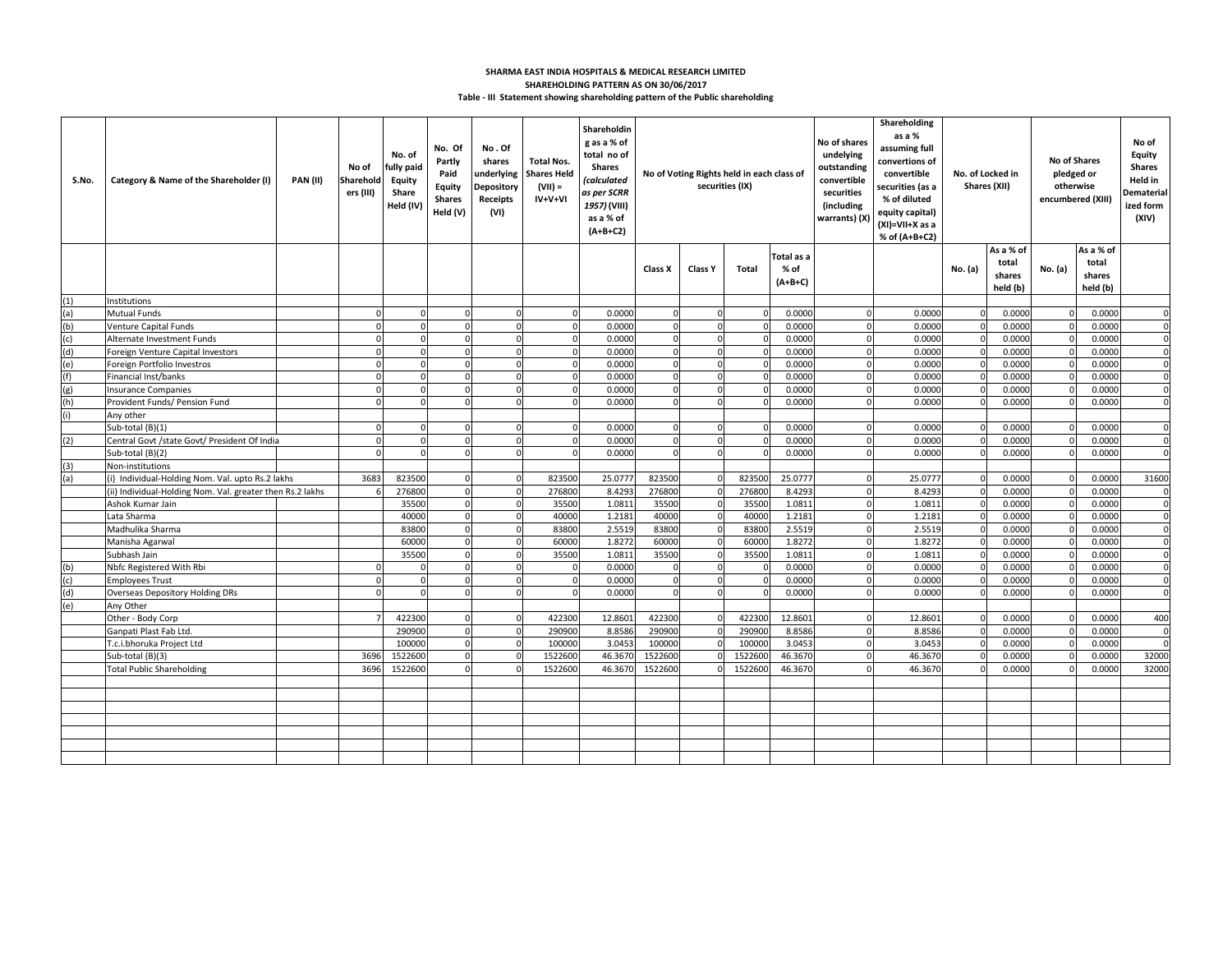**SHARMA EAST INDIA HOSPITALS & MEDICAL RESEARCH LIMITED**

**SHAREHOLDING PATTERN AS ON 30/06/2017**

**Table - III Statement showing shareholding pattern of the Public shareholding**

| S.No. | Category & Name of the Shareholder (I) | PAN (II) | No of Shareholders (III) | No. of fully paid Equity Share Held (IV) | No. Of Partly Paid Equity Shares Held (V) | No . Of shares underlying Depository Receipts (VI) | Total Nos. Shares Held (VII) = IV+V+VI | Shareholding as a % of total no of Shares (calculated as per SCRR 1957) (VIII) as a % of (A+B+C2) | No of Voting Rights held in each class of securities (IX) | | | | No of shares undelying outstanding convertible securities (including warrants) (X) | Shareholding as a % assuming full convertions of convertible securities (as a % of diluted equity capital) (XI)=VII+X as a % of (A+B+C2) | No. of Locked in Shares (XII) | | No of Shares pledged or otherwise encumbered (XIII) | | No of Equity Shares Held in Dematerialized form (XIV) |
|---|---|---|---|---|---|---|---|---|---|---|---|---|---|---|---|---|---|---|---|
| | | | | | | | | | Class X | Class Y | Total | Total as a % of (A+B+C) | | | No. (a) | As a % of total shares held (b) | No. (a) | As a % of total shares held (b) | |
| (1) | Institutions | | | | | | | | | | | | | | | | | | |
| (a) | Mutual Funds | | 0 | 0 | 0 | 0 | 0 | 0.0000 | 0 | 0 | 0 | 0.0000 | 0 | 0.0000 | 0 | 0.0000 | 0 | 0.0000 | 0 |
| (b) | Venture Capital Funds | | 0 | 0 | 0 | 0 | 0 | 0.0000 | 0 | 0 | 0 | 0.0000 | 0 | 0.0000 | 0 | 0.0000 | 0 | 0.0000 | 0 |
| (c) | Alternate Investment Funds | | 0 | 0 | 0 | 0 | 0 | 0.0000 | 0 | 0 | 0 | 0.0000 | 0 | 0.0000 | 0 | 0.0000 | 0 | 0.0000 | 0 |
| (d) | Foreign Venture Capital Investors | | 0 | 0 | 0 | 0 | 0 | 0.0000 | 0 | 0 | 0 | 0.0000 | 0 | 0.0000 | 0 | 0.0000 | 0 | 0.0000 | 0 |
| (e) | Foreign Portfolio Investros | | 0 | 0 | 0 | 0 | 0 | 0.0000 | 0 | 0 | 0 | 0.0000 | 0 | 0.0000 | 0 | 0.0000 | 0 | 0.0000 | 0 |
| (f) | Financial Inst/banks | | 0 | 0 | 0 | 0 | 0 | 0.0000 | 0 | 0 | 0 | 0.0000 | 0 | 0.0000 | 0 | 0.0000 | 0 | 0.0000 | 0 |
| (g) | Insurance Companies | | 0 | 0 | 0 | 0 | 0 | 0.0000 | 0 | 0 | 0 | 0.0000 | 0 | 0.0000 | 0 | 0.0000 | 0 | 0.0000 | 0 |
| (h) | Provident Funds/ Pension Fund | | 0 | 0 | 0 | 0 | 0 | 0.0000 | 0 | 0 | 0 | 0.0000 | 0 | 0.0000 | 0 | 0.0000 | 0 | 0.0000 | 0 |
| (i) | Any other | | | | | | | | | | | | | | | | | | |
| | Sub-total (B)(1) | | 0 | 0 | 0 | 0 | 0 | 0.0000 | 0 | 0 | 0 | 0.0000 | 0 | 0.0000 | 0 | 0.0000 | 0 | 0.0000 | 0 |
| (2) | Central Govt /state Govt/ President Of India | | 0 | 0 | 0 | 0 | 0 | 0.0000 | 0 | 0 | 0 | 0.0000 | 0 | 0.0000 | 0 | 0.0000 | 0 | 0.0000 | 0 |
| | Sub-total (B)(2) | | 0 | 0 | 0 | 0 | 0 | 0.0000 | 0 | 0 | 0 | 0.0000 | 0 | 0.0000 | 0 | 0.0000 | 0 | 0.0000 | 0 |
| (3) | Non-institutions | | | | | | | | | | | | | | | | | | |
| (a) | (i) Individual-Holding Nom. Val. upto Rs.2 lakhs | | 3683 | 823500 | 0 | 0 | 823500 | 25.0777 | 823500 | 0 | 823500 | 25.0777 | 0 | 25.0777 | 0 | 0.0000 | 0 | 0.0000 | 31600 |
| | (ii) Individual-Holding Nom. Val. greater then Rs.2 lakhs | | 6 | 276800 | 0 | 0 | 276800 | 8.4293 | 276800 | 0 | 276800 | 8.4293 | 0 | 8.4293 | 0 | 0.0000 | 0 | 0.0000 | 0 |
| | Ashok Kumar Jain | | | 35500 | 0 | 0 | 35500 | 1.0811 | 35500 | 0 | 35500 | 1.0811 | 0 | 1.0811 | 0 | 0.0000 | 0 | 0.0000 | 0 |
| | Lata Sharma | | | 40000 | 0 | 0 | 40000 | 1.2181 | 40000 | 0 | 40000 | 1.2181 | 0 | 1.2181 | 0 | 0.0000 | 0 | 0.0000 | 0 |
| | Madhulika Sharma | | | 83800 | 0 | 0 | 83800 | 2.5519 | 83800 | 0 | 83800 | 2.5519 | 0 | 2.5519 | 0 | 0.0000 | 0 | 0.0000 | 0 |
| | Manisha Agarwal | | | 60000 | 0 | 0 | 60000 | 1.8272 | 60000 | 0 | 60000 | 1.8272 | 0 | 1.8272 | 0 | 0.0000 | 0 | 0.0000 | 0 |
| | Subhash Jain | | | 35500 | 0 | 0 | 35500 | 1.0811 | 35500 | 0 | 35500 | 1.0811 | 0 | 1.0811 | 0 | 0.0000 | 0 | 0.0000 | 0 |
| (b) | Nbfc Registered With Rbi | | 0 | 0 | 0 | 0 | 0 | 0.0000 | 0 | 0 | 0 | 0.0000 | 0 | 0.0000 | 0 | 0.0000 | 0 | 0.0000 | 0 |
| (c) | Employees Trust | | 0 | 0 | 0 | 0 | 0 | 0.0000 | 0 | 0 | 0 | 0.0000 | 0 | 0.0000 | 0 | 0.0000 | 0 | 0.0000 | 0 |
| (d) | Overseas Depository Holding DRs | | 0 | 0 | 0 | 0 | 0 | 0.0000 | 0 | 0 | 0 | 0.0000 | 0 | 0.0000 | 0 | 0.0000 | 0 | 0.0000 | 0 |
| (e) | Any Other | | | | | | | | | | | | | | | | | | |
| | Other - Body Corp | | 7 | 422300 | 0 | 0 | 422300 | 12.8601 | 422300 | 0 | 422300 | 12.8601 | 0 | 12.8601 | 0 | 0.0000 | 0 | 0.0000 | 400 |
| | Ganpati Plast Fab Ltd. | | | 290900 | 0 | 0 | 290900 | 8.8586 | 290900 | 0 | 290900 | 8.8586 | 0 | 8.8586 | 0 | 0.0000 | 0 | 0.0000 | 0 |
| | T.c.i.bhoruka Project Ltd | | | 100000 | 0 | 0 | 100000 | 3.0453 | 100000 | 0 | 100000 | 3.0453 | 0 | 3.0453 | 0 | 0.0000 | 0 | 0.0000 | 0 |
| | Sub-total (B)(3) | | 3696 | 1522600 | 0 | 0 | 1522600 | 46.3670 | 1522600 | 0 | 1522600 | 46.3670 | 0 | 46.3670 | 0 | 0.0000 | 0 | 0.0000 | 32000 |
| | Total Public Shareholding | | 3696 | 1522600 | 0 | 0 | 1522600 | 46.3670 | 1522600 | 0 | 1522600 | 46.3670 | 0 | 46.3670 | 0 | 0.0000 | 0 | 0.0000 | 32000 |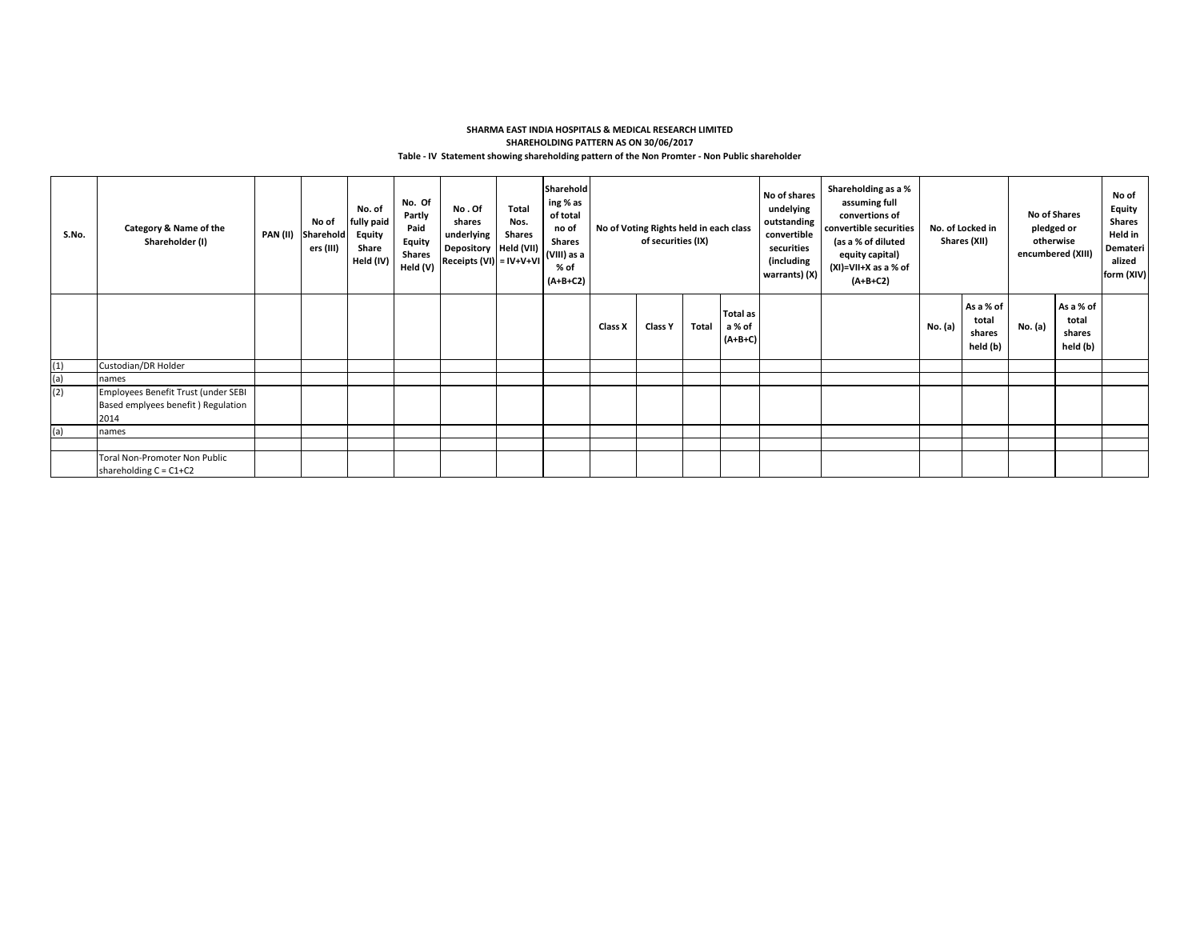**SHARMA EAST INDIA HOSPITALS & MEDICAL RESEARCH LIMITED**

**SHAREHOLDING PATTERN AS ON 30/06/2017**

**Table - IV Statement showing shareholding pattern of the Non Promter - Non Public shareholder**

| S.No. | Category & Name of the Shareholder (I) | PAN (II) | No of Shareholders (III) | No. of fully paid Equity Share Held (IV) | No. Of Partly Paid Equity Shares Held (V) | No . Of shares underlying Depository Receipts (VI) | Total Nos. Shares Held (VII) = IV+V+VI | Shareholding % as of total no of Shares (VIII) as a % of (A+B+C2) | No of Voting Rights held in each class of securities (IX) | | | | No of shares undelying outstanding convertible securities (including warrants) (X) | Shareholding as a % assuming full convertions of convertible securities (as a % of diluted equity capital) (XI)=VII+X as a % of (A+B+C2) | No. of Locked in Shares (XII) | | No of Shares pledged or otherwise encumbered (XIII) | | No of Equity Shares Held in Dematerialized form (XIV) |
|---|---|---|---|---|---|---|---|---|---|---|---|---|---|---|---|---|---|---|---|
| | | | | | | | | | Class X | Class Y | Total | Total as a % of (A+B+C) | | | No. (a) | As a % of total shares held (b) | No. (a) | As a % of total shares held (b) | |
| (1) | Custodian/DR Holder | | | | | | | | | | | | | | | | | | |
| (a) | names | | | | | | | | | | | | | | | | | | |
| (2) | Employees Benefit Trust (under SEBI Based emplyees benefit ) Regulation 2014 | | | | | | | | | | | | | | | | | | |
| (a) | names | | | | | | | | | | | | | | | | | | |
| | | | | | | | | | | | | | | | | | | | |
| | Toral Non-Promoter Non Public shareholding C = C1+C2 | | | | | | | | | | | | | | | | | | |